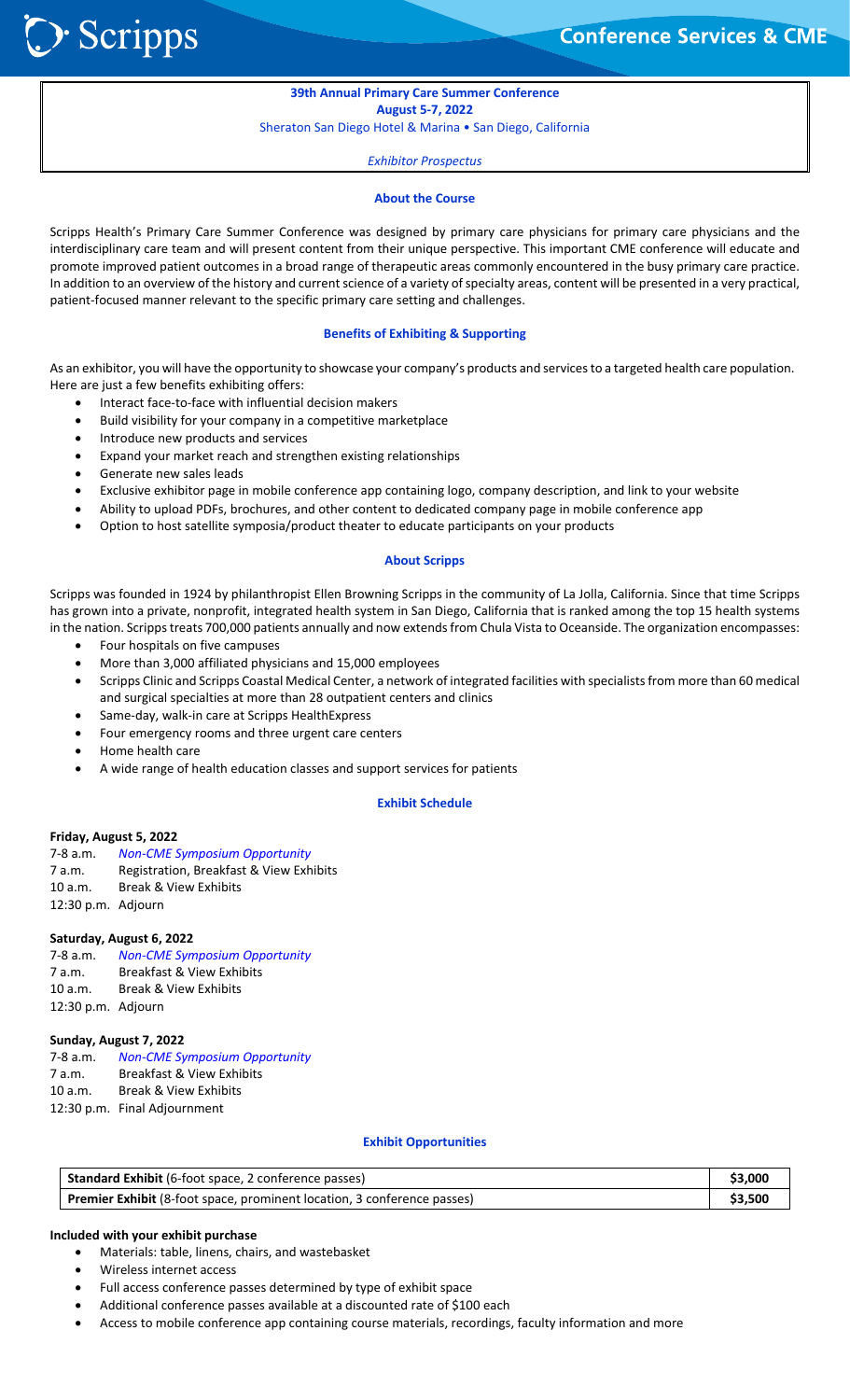# 39th Annual Primary Care Summer Conference

**August 5-7, 2022**

Sheraton San Diego Hotel & Marina • San Diego, California

*Exhibitor Prospectus*

## About the Course

Scripps Health's Primary Care Summer Conference was designed by primary care physicians for primary care physicians and the interdisciplinary care team and will present content from their unique perspective. This important CME conference will educate and promote improved patient outcomes in a broad range of therapeutic areas commonly encountered in the busy primary care practice. In addition to an overview of the history and current science of a variety of specialty areas, content will be presented in a very practical, patient-focused manner relevant to the specific primary care setting and challenges.

## Benefits of Exhibiting & Supporting

As an exhibitor, you will have the opportunity to showcase your company's products and services to a targeted health care population. Here are just a few benefits exhibiting offers:

- Interact face-to-face with influential decision makers
- Build visibility for your company in a competitive marketplace
- Introduce new products and services
- Expand your market reach and strengthen existing relationships
- Generate new sales leads
- Exclusive exhibitor page in mobile conference app containing logo, company description, and link to your website
- Ability to upload PDFs, brochures, and other content to dedicated company page in mobile conference app
- Option to host satellite symposia/product theater to educate participants on your products

## About Scripps

Scripps was founded in 1924 by philanthropist Ellen Browning Scripps in the community of La Jolla, California. Since that time Scripps has grown into a private, nonprofit, integrated health system in San Diego, California that is ranked among the top 15 health systems in the nation. Scripps treats 700,000 patients annually and now extends from Chula Vista to Oceanside. The organization encompasses:

- Four hospitals on five campuses
- More than 3,000 affiliated physicians and 15,000 employees
- Scripps Clinic and Scripps Coastal Medical Center, a network of integrated facilities with specialists from more than 60 medical and surgical specialties at more than 28 outpatient centers and clinics
- Same-day, walk-in care at Scripps HealthExpress
- Four emergency rooms and three urgent care centers
- Home health care
- A wide range of health education classes and support services for patients

## Exhibit Schedule

**Friday, August 5, 2022**

7-8 a.m. *Non-CME Symposium Opportunity*
7 a.m. Registration, Breakfast & View Exhibits
10 a.m. Break & View Exhibits
12:30 p.m. Adjourn

**Saturday, August 6, 2022**

7-8 a.m. *Non-CME Symposium Opportunity*
7 a.m. Breakfast & View Exhibits
10 a.m. Break & View Exhibits
12:30 p.m. Adjourn

**Sunday, August 7, 2022**

7-8 a.m. *Non-CME Symposium Opportunity*
7 a.m. Breakfast & View Exhibits
10 a.m. Break & View Exhibits
12:30 p.m. Final Adjournment

## Exhibit Opportunities

| Exhibit | Price |
|---|---|
| **Standard Exhibit** (6-foot space, 2 conference passes) | **$3,000** |
| **Premier Exhibit** (8-foot space, prominent location, 3 conference passes) | **$3,500** |

**Included with your exhibit purchase**

- Materials: table, linens, chairs, and wastebasket
- Wireless internet access
- Full access conference passes determined by type of exhibit space
- Additional conference passes available at a discounted rate of $100 each
- Access to mobile conference app containing course materials, recordings, faculty information and more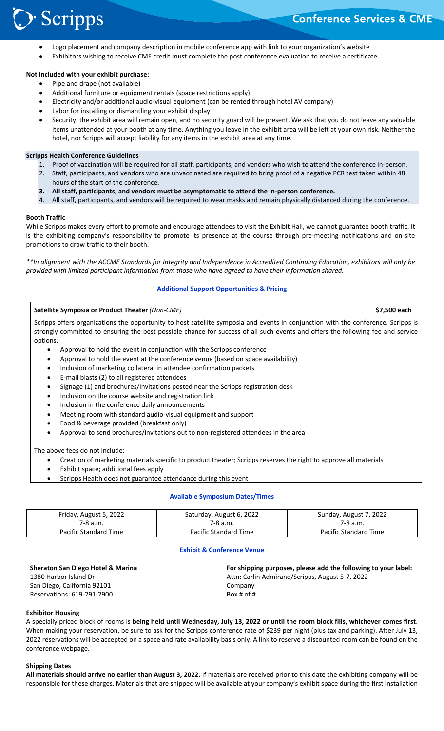- Logo placement and company description in mobile conference app with link to your organization's website
- Exhibitors wishing to receive CME credit must complete the post conference evaluation to receive a certificate

**Not included with your exhibit purchase:**

- Pipe and drape (not available)
- Additional furniture or equipment rentals (space restrictions apply)
- Electricity and/or additional audio-visual equipment (can be rented through hotel AV company)
- Labor for installing or dismantling your exhibit display
- Security: the exhibit area will remain open, and no security guard will be present. We ask that you do not leave any valuable items unattended at your booth at any time. Anything you leave in the exhibit area will be left at your own risk. Neither the hotel, nor Scripps will accept liability for any items in the exhibit area at any time.

**Scripps Health Conference Guidelines**

1. Proof of vaccination will be required for all staff, participants, and vendors who wish to attend the conference in-person.
2. Staff, participants, and vendors who are unvaccinated are required to bring proof of a negative PCR test taken within 48 hours of the start of the conference.
3. **All staff, participants, and vendors must be asymptomatic to attend the in-person conference.**
4. All staff, participants, and vendors will be required to wear masks and remain physically distanced during the conference.

**Booth Traffic**

While Scripps makes every effort to promote and encourage attendees to visit the Exhibit Hall, we cannot guarantee booth traffic. It is the exhibiting company's responsibility to promote its presence at the course through pre-meeting notifications and on-site promotions to draw traffic to their booth.

*\*\*In alignment with the ACCME Standards for Integrity and Independence in Accredited Continuing Education, exhibitors will only be provided with limited participant information from those who have agreed to have their information shared.*

## Additional Support Opportunities & Pricing

**Satellite Symposia or Product Theater** *(Non-CME)* — **$7,500 each**

Scripps offers organizations the opportunity to host satellite symposia and events in conjunction with the conference. Scripps is strongly committed to ensuring the best possible chance for success of all such events and offers the following fee and service options.

- Approval to hold the event in conjunction with the Scripps conference
- Approval to hold the event at the conference venue (based on space availability)
- Inclusion of marketing collateral in attendee confirmation packets
- E-mail blasts (2) to all registered attendees
- Signage (1) and brochures/invitations posted near the Scripps registration desk
- Inclusion on the course website and registration link
- Inclusion in the conference daily announcements
- Meeting room with standard audio-visual equipment and support
- Food & beverage provided (breakfast only)
- Approval to send brochures/invitations out to non-registered attendees in the area

The above fees do not include:

- Creation of marketing materials specific to product theater; Scripps reserves the right to approve all materials
- Exhibit space; additional fees apply
- Scripps Health does not guarantee attendance during this event

## Available Symposium Dates/Times

| Friday, August 5, 2022 | Saturday, August 6, 2022 | Sunday, August 7, 2022 |
|---|---|---|
| 7-8 a.m. | 7-8 a.m. | 7-8 a.m. |
| Pacific Standard Time | Pacific Standard Time | Pacific Standard Time |

## Exhibit & Conference Venue

**Sheraton San Diego Hotel & Marina**
1380 Harbor Island Dr
San Diego, California 92101
Reservations: 619-291-2900

**For shipping purposes, please add the following to your label:**
Attn: Carlin Admirand/Scripps, August 5-7, 2022
Company
Box # of #

**Exhibitor Housing**

A specially priced block of rooms is **being held until Wednesday, July 13, 2022 or until the room block fills, whichever comes first**. When making your reservation, be sure to ask for the Scripps conference rate of $239 per night (plus tax and parking). After July 13, 2022 reservations will be accepted on a space and rate availability basis only. A link to reserve a discounted room can be found on the conference webpage.

**Shipping Dates**

**All materials should arrive no earlier than August 3, 2022.** If materials are received prior to this date the exhibiting company will be responsible for these charges. Materials that are shipped will be available at your company's exhibit space during the first installation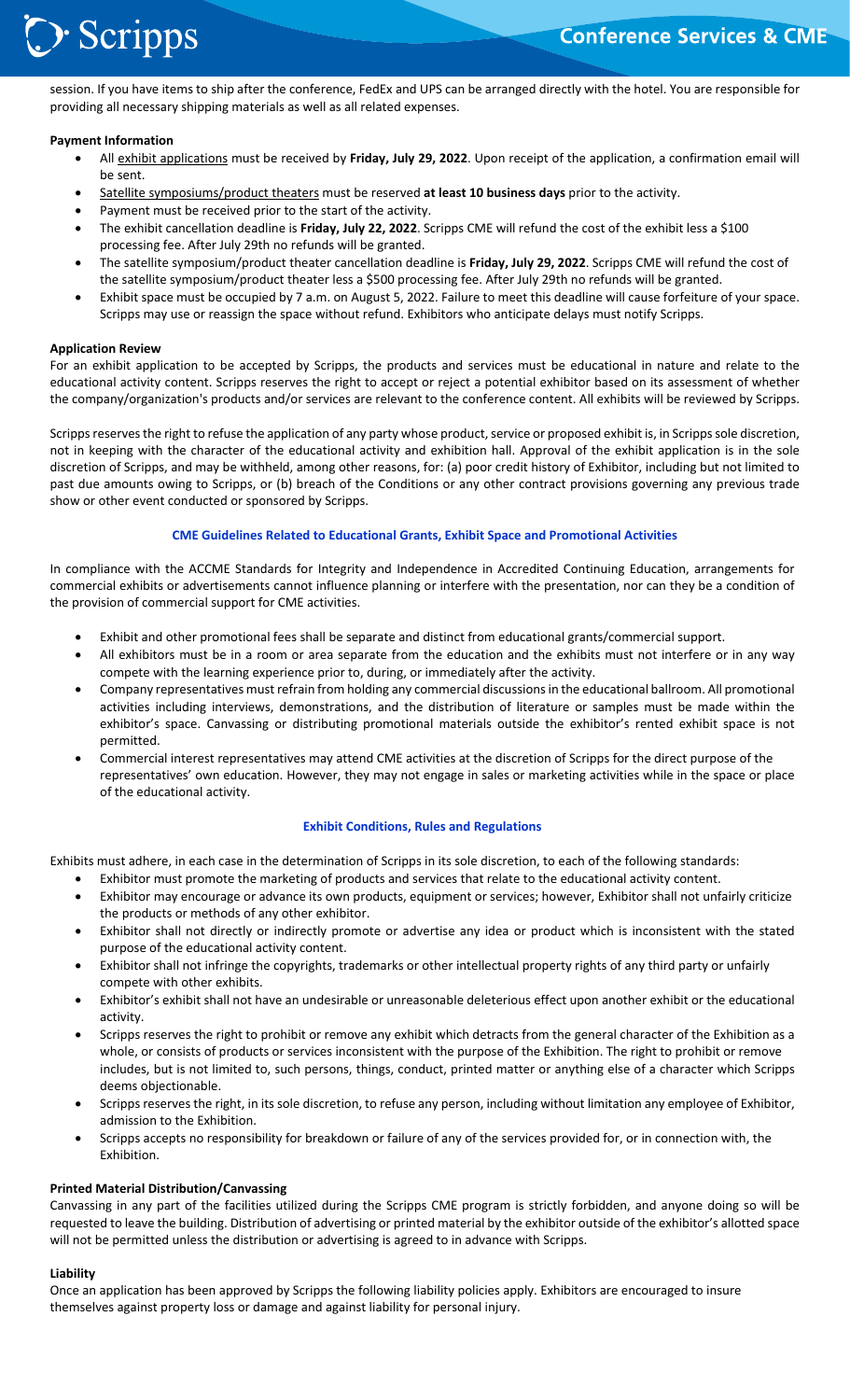session. If you have items to ship after the conference, FedEx and UPS can be arranged directly with the hotel. You are responsible for providing all necessary shipping materials as well as all related expenses.

**Payment Information**

- All exhibit applications must be received by **Friday, July 29, 2022**. Upon receipt of the application, a confirmation email will be sent.
- Satellite symposiums/product theaters must be reserved **at least 10 business days** prior to the activity.
- Payment must be received prior to the start of the activity.
- The exhibit cancellation deadline is **Friday, July 22, 2022**. Scripps CME will refund the cost of the exhibit less a $100 processing fee. After July 29th no refunds will be granted.
- The satellite symposium/product theater cancellation deadline is **Friday, July 29, 2022**. Scripps CME will refund the cost of the satellite symposium/product theater less a $500 processing fee. After July 29th no refunds will be granted.
- Exhibit space must be occupied by 7 a.m. on August 5, 2022. Failure to meet this deadline will cause forfeiture of your space. Scripps may use or reassign the space without refund. Exhibitors who anticipate delays must notify Scripps.

**Application Review**

For an exhibit application to be accepted by Scripps, the products and services must be educational in nature and relate to the educational activity content. Scripps reserves the right to accept or reject a potential exhibitor based on its assessment of whether the company/organization's products and/or services are relevant to the conference content. All exhibits will be reviewed by Scripps.

Scripps reserves the right to refuse the application of any party whose product, service or proposed exhibit is, in Scripps sole discretion, not in keeping with the character of the educational activity and exhibition hall. Approval of the exhibit application is in the sole discretion of Scripps, and may be withheld, among other reasons, for: (a) poor credit history of Exhibitor, including but not limited to past due amounts owing to Scripps, or (b) breach of the Conditions or any other contract provisions governing any previous trade show or other event conducted or sponsored by Scripps.

## CME Guidelines Related to Educational Grants, Exhibit Space and Promotional Activities

In compliance with the ACCME Standards for Integrity and Independence in Accredited Continuing Education, arrangements for commercial exhibits or advertisements cannot influence planning or interfere with the presentation, nor can they be a condition of the provision of commercial support for CME activities.

- Exhibit and other promotional fees shall be separate and distinct from educational grants/commercial support.
- All exhibitors must be in a room or area separate from the education and the exhibits must not interfere or in any way compete with the learning experience prior to, during, or immediately after the activity.
- Company representatives must refrain from holding any commercial discussions in the educational ballroom. All promotional activities including interviews, demonstrations, and the distribution of literature or samples must be made within the exhibitor's space. Canvassing or distributing promotional materials outside the exhibitor's rented exhibit space is not permitted.
- Commercial interest representatives may attend CME activities at the discretion of Scripps for the direct purpose of the representatives' own education. However, they may not engage in sales or marketing activities while in the space or place of the educational activity.

## Exhibit Conditions, Rules and Regulations

Exhibits must adhere, in each case in the determination of Scripps in its sole discretion, to each of the following standards:

- Exhibitor must promote the marketing of products and services that relate to the educational activity content.
- Exhibitor may encourage or advance its own products, equipment or services; however, Exhibitor shall not unfairly criticize the products or methods of any other exhibitor.
- Exhibitor shall not directly or indirectly promote or advertise any idea or product which is inconsistent with the stated purpose of the educational activity content.
- Exhibitor shall not infringe the copyrights, trademarks or other intellectual property rights of any third party or unfairly compete with other exhibits.
- Exhibitor's exhibit shall not have an undesirable or unreasonable deleterious effect upon another exhibit or the educational activity.
- Scripps reserves the right to prohibit or remove any exhibit which detracts from the general character of the Exhibition as a whole, or consists of products or services inconsistent with the purpose of the Exhibition. The right to prohibit or remove includes, but is not limited to, such persons, things, conduct, printed matter or anything else of a character which Scripps deems objectionable.
- Scripps reserves the right, in its sole discretion, to refuse any person, including without limitation any employee of Exhibitor, admission to the Exhibition.
- Scripps accepts no responsibility for breakdown or failure of any of the services provided for, or in connection with, the Exhibition.

**Printed Material Distribution/Canvassing**

Canvassing in any part of the facilities utilized during the Scripps CME program is strictly forbidden, and anyone doing so will be requested to leave the building. Distribution of advertising or printed material by the exhibitor outside of the exhibitor's allotted space will not be permitted unless the distribution or advertising is agreed to in advance with Scripps.

**Liability**

Once an application has been approved by Scripps the following liability policies apply. Exhibitors are encouraged to insure themselves against property loss or damage and against liability for personal injury.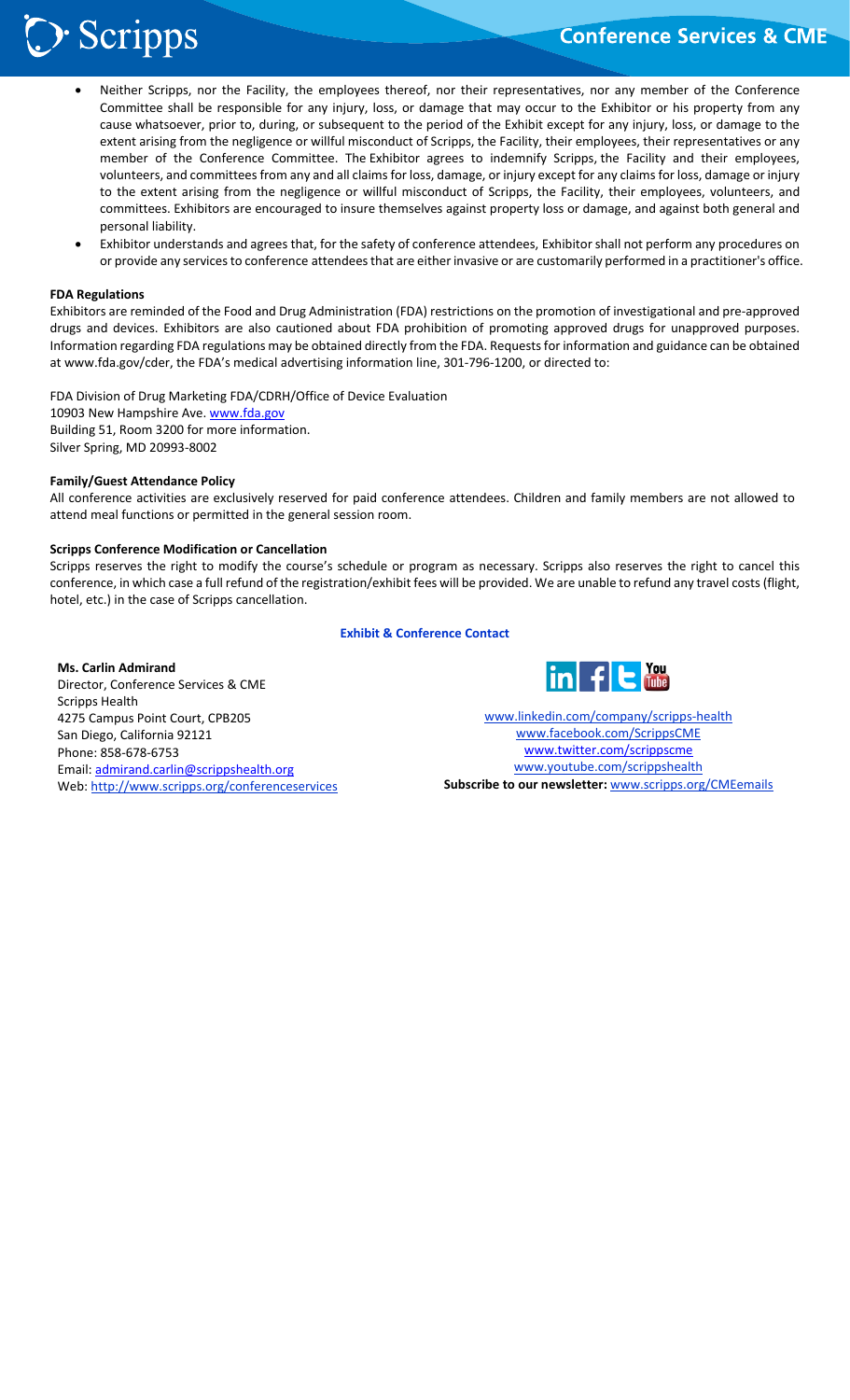- Neither Scripps, nor the Facility, the employees thereof, nor their representatives, nor any member of the Conference Committee shall be responsible for any injury, loss, or damage that may occur to the Exhibitor or his property from any cause whatsoever, prior to, during, or subsequent to the period of the Exhibit except for any injury, loss, or damage to the extent arising from the negligence or willful misconduct of Scripps, the Facility, their employees, their representatives or any member of the Conference Committee. The Exhibitor agrees to indemnify Scripps, the Facility and their employees, volunteers, and committees from any and all claims for loss, damage, or injury except for any claims for loss, damage or injury to the extent arising from the negligence or willful misconduct of Scripps, the Facility, their employees, volunteers, and committees. Exhibitors are encouraged to insure themselves against property loss or damage, and against both general and personal liability.
- Exhibitor understands and agrees that, for the safety of conference attendees, Exhibitor shall not perform any procedures on or provide any services to conference attendees that are either invasive or are customarily performed in a practitioner's office.

**FDA Regulations**

Exhibitors are reminded of the Food and Drug Administration (FDA) restrictions on the promotion of investigational and pre-approved drugs and devices. Exhibitors are also cautioned about FDA prohibition of promoting approved drugs for unapproved purposes. Information regarding FDA regulations may be obtained directly from the FDA. Requests for information and guidance can be obtained at www.fda.gov/cder, the FDA's medical advertising information line, 301-796-1200, or directed to:

FDA Division of Drug Marketing FDA/CDRH/Office of Device Evaluation
10903 New Hampshire Ave. [www.fda.gov](http://www.fda.gov)
Building 51, Room 3200 for more information.
Silver Spring, MD 20993-8002

**Family/Guest Attendance Policy**

All conference activities are exclusively reserved for paid conference attendees. Children and family members are not allowed to attend meal functions or permitted in the general session room.

**Scripps Conference Modification or Cancellation**

Scripps reserves the right to modify the course's schedule or program as necessary. Scripps also reserves the right to cancel this conference, in which case a full refund of the registration/exhibit fees will be provided. We are unable to refund any travel costs (flight, hotel, etc.) in the case of Scripps cancellation.

**Exhibit & Conference Contact**

**Ms. Carlin Admirand**
Director, Conference Services & CME
Scripps Health
4275 Campus Point Court, CPB205
San Diego, California 92121
Phone: 858-678-6753
Email: [admirand.carlin@scrippshealth.org](mailto:admirand.carlin@scrippshealth.org)
Web: [http://www.scripps.org/conferenceservices](http://www.scripps.org/conferenceservices)

[www.linkedin.com/company/scripps-health](http://www.linkedin.com/company/scripps-health)
[www.facebook.com/ScrippsCME](http://www.facebook.com/ScrippsCME)
[www.twitter.com/scrippscme](http://www.twitter.com/scrippscme)
[www.youtube.com/scrippshealth](http://www.youtube.com/scrippshealth)
**Subscribe to our newsletter:** [www.scripps.org/CMEemails](http://www.scripps.org/CMEemails)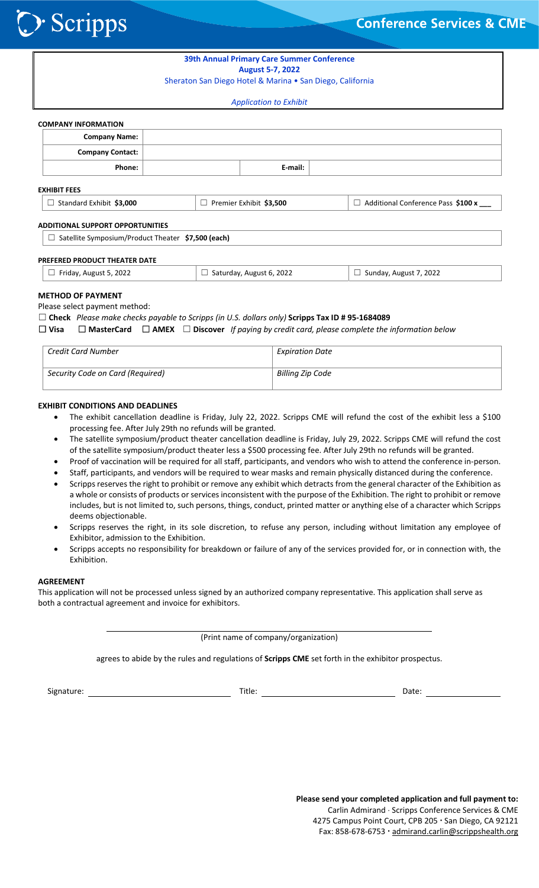Scripps

Conference Services & CME

**39th Annual Primary Care Summer Conference**
**August 5-7, 2022**
Sheraton San Diego Hotel & Marina • San Diego, California

*Application to Exhibit*

**COMPANY INFORMATION**

| | | | |
|---|---|---|---|
| **Company Name:** | | | |
| **Company Contact:** | | | |
| **Phone:** | | **E-mail:** | |

**EXHIBIT FEES**

| | | |
|---|---|---|
| ☐ Standard Exhibit **$3,000** | ☐ Premier Exhibit **$3,500** | ☐ Additional Conference Pass **$100 x** ___ |

**ADDITIONAL SUPPORT OPPORTUNITIES**

☐ Satellite Symposium/Product Theater **$7,500 (each)**

**PREFERED PRODUCT THEATER DATE**

| | | |
|---|---|---|
| ☐ Friday, August 5, 2022 | ☐ Saturday, August 6, 2022 | ☐ Sunday, August 7, 2022 |

**METHOD OF PAYMENT**

Please select payment method:

☐ **Check** *Please make checks payable to Scripps (in U.S. dollars only)* **Scripps Tax ID # 95-1684089**

☐ **Visa** ☐ **MasterCard** ☐ **AMEX** ☐ **Discover** *If paying by credit card, please complete the information below*

| | |
|---|---|
| *Credit Card Number* | *Expiration Date* |
| *Security Code on Card (Required)* | *Billing Zip Code* |

**EXHIBIT CONDITIONS AND DEADLINES**

- The exhibit cancellation deadline is Friday, July 22, 2022. Scripps CME will refund the cost of the exhibit less a $100 processing fee. After July 29th no refunds will be granted.
- The satellite symposium/product theater cancellation deadline is Friday, July 29, 2022. Scripps CME will refund the cost of the satellite symposium/product theater less a $500 processing fee. After July 29th no refunds will be granted.
- Proof of vaccination will be required for all staff, participants, and vendors who wish to attend the conference in-person.
- Staff, participants, and vendors will be required to wear masks and remain physically distanced during the conference.
- Scripps reserves the right to prohibit or remove any exhibit which detracts from the general character of the Exhibition as a whole or consists of products or services inconsistent with the purpose of the Exhibition. The right to prohibit or remove includes, but is not limited to, such persons, things, conduct, printed matter or anything else of a character which Scripps deems objectionable.
- Scripps reserves the right, in its sole discretion, to refuse any person, including without limitation any employee of Exhibitor, admission to the Exhibition.
- Scripps accepts no responsibility for breakdown or failure of any of the services provided for, or in connection with, the Exhibition.

**AGREEMENT**

This application will not be processed unless signed by an authorized company representative. This application shall serve as both a contractual agreement and invoice for exhibitors.

______________________________________
(Print name of company/organization)

agrees to abide by the rules and regulations of **Scripps CME** set forth in the exhibitor prospectus.

Signature: ____________________ Title: ____________________ Date: ____________

**Please send your completed application and full payment to:**
Carlin Admirand · Scripps Conference Services & CME
4275 Campus Point Court, CPB 205 · San Diego, CA 92121
Fax: 858-678-6753 · admirand.carlin@scrippshealth.org